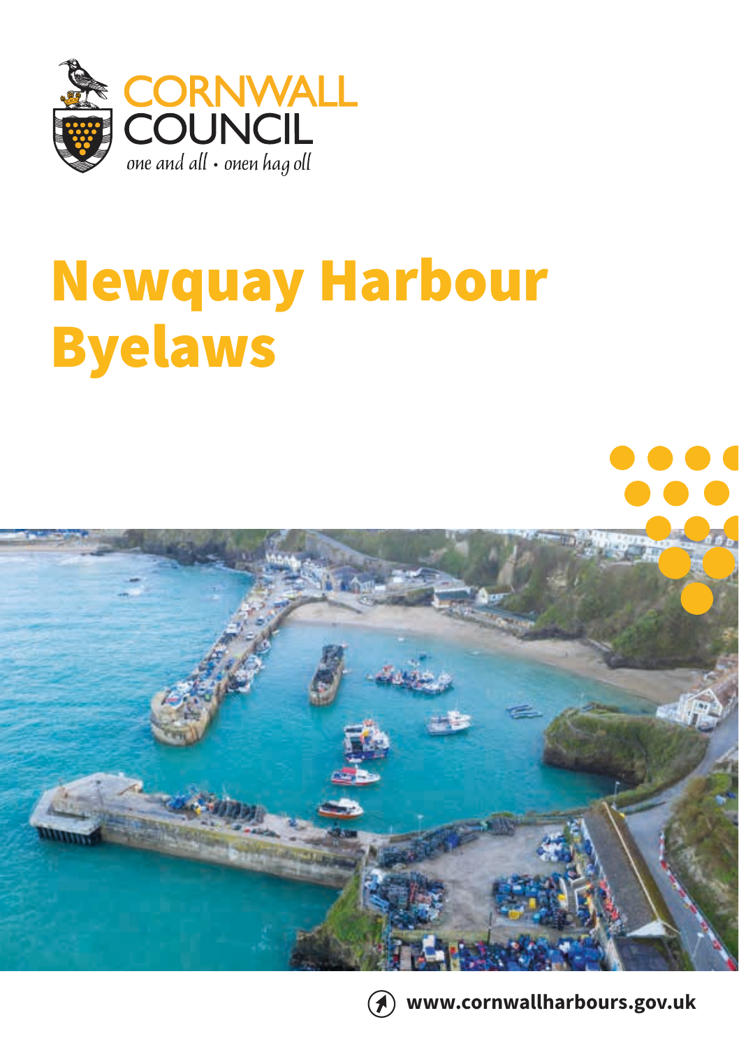CORNWALL COUNCIL

*one and all • onen hag oll*

# Newquay Harbour Byelaws

**www.cornwallharbours.gov.uk**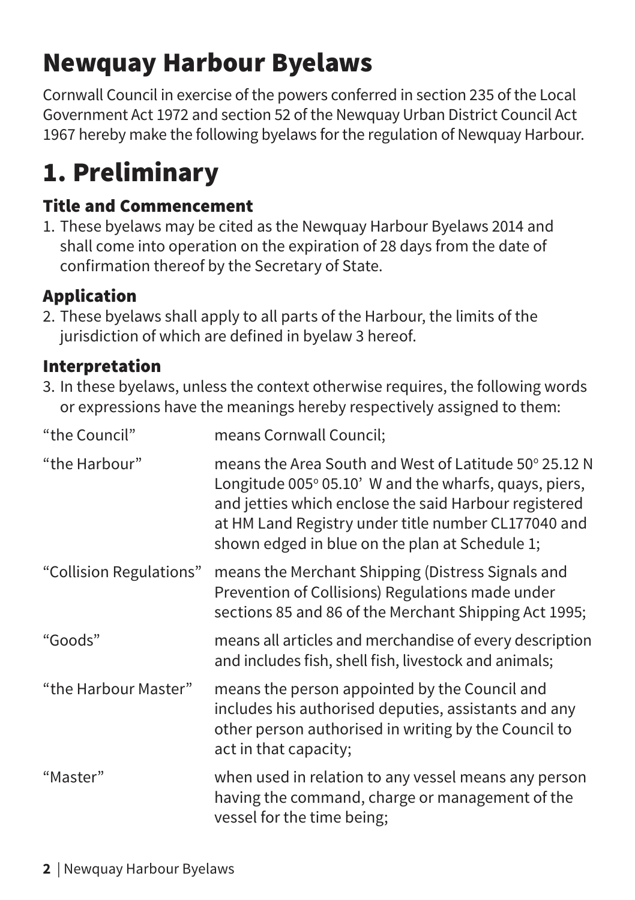# Newquay Harbour Byelaws

Cornwall Council in exercise of the powers conferred in section 235 of the Local Government Act 1972 and section 52 of the Newquay Urban District Council Act 1967 hereby make the following byelaws for the regulation of Newquay Harbour.

# 1. Preliminary

### Title and Commencement

1. These byelaws may be cited as the Newquay Harbour Byelaws 2014 and shall come into operation on the expiration of 28 days from the date of confirmation thereof by the Secretary of State.

### Application

2. These byelaws shall apply to all parts of the Harbour, the limits of the jurisdiction of which are defined in byelaw 3 hereof.

### Interpretation

3. In these byelaws, unless the context otherwise requires, the following words or expressions have the meanings hereby respectively assigned to them:

| | |
|---|---|
| "the Council" | means Cornwall Council; |
| "the Harbour" | means the Area South and West of Latitude 50° 25.12 N Longitude 005° 05.10' W and the wharfs, quays, piers, and jetties which enclose the said Harbour registered at HM Land Registry under title number CL177040 and shown edged in blue on the plan at Schedule 1; |
| "Collision Regulations" | means the Merchant Shipping (Distress Signals and Prevention of Collisions) Regulations made under sections 85 and 86 of the Merchant Shipping Act 1995; |
| "Goods" | means all articles and merchandise of every description and includes fish, shell fish, livestock and animals; |
| "the Harbour Master" | means the person appointed by the Council and includes his authorised deputies, assistants and any other person authorised in writing by the Council to act in that capacity; |
| "Master" | when used in relation to any vessel means any person having the command, charge or management of the vessel for the time being; |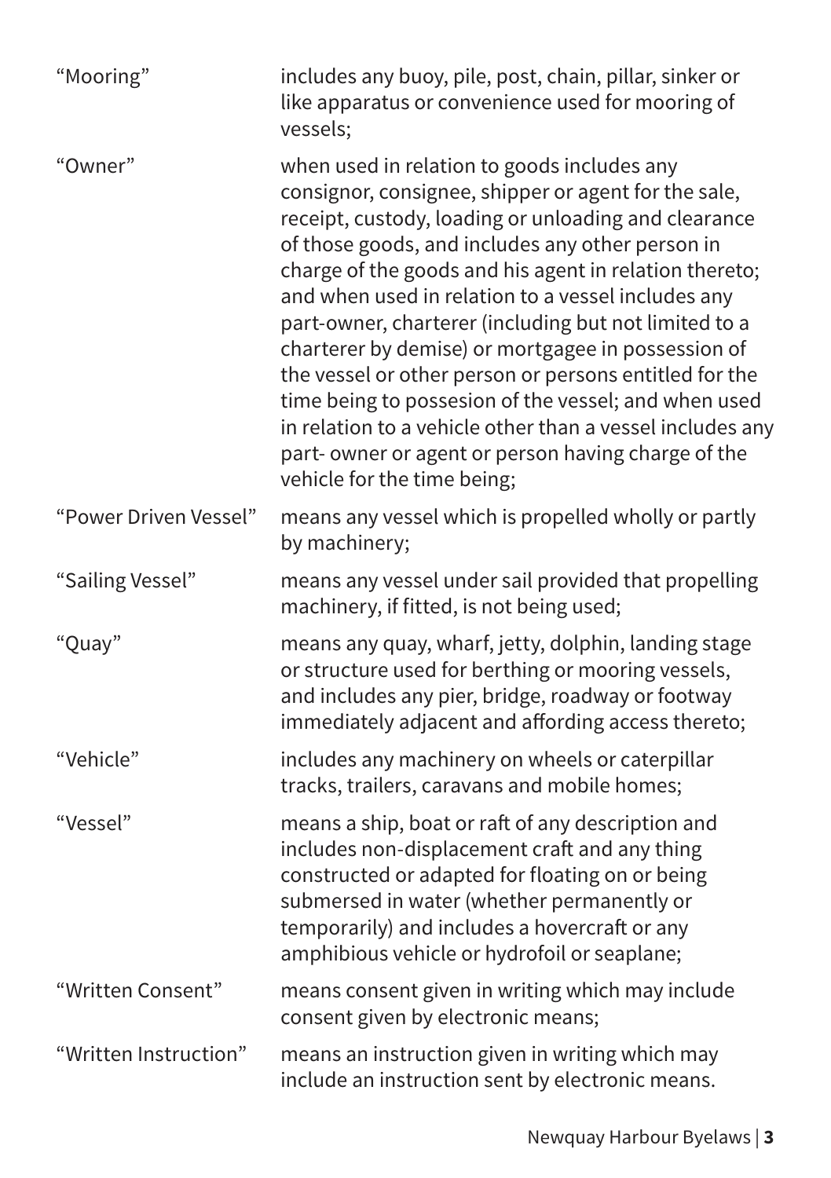| | |
|---|---|
| "Mooring" | includes any buoy, pile, post, chain, pillar, sinker or like apparatus or convenience used for mooring of vessels; |
| "Owner" | when used in relation to goods includes any consignor, consignee, shipper or agent for the sale, receipt, custody, loading or unloading and clearance of those goods, and includes any other person in charge of the goods and his agent in relation thereto; and when used in relation to a vessel includes any part-owner, charterer (including but not limited to a charterer by demise) or mortgagee in possession of the vessel or other person or persons entitled for the time being to possesion of the vessel; and when used in relation to a vehicle other than a vessel includes any part- owner or agent or person having charge of the vehicle for the time being; |
| "Power Driven Vessel" | means any vessel which is propelled wholly or partly by machinery; |
| "Sailing Vessel" | means any vessel under sail provided that propelling machinery, if fitted, is not being used; |
| "Quay" | means any quay, wharf, jetty, dolphin, landing stage or structure used for berthing or mooring vessels, and includes any pier, bridge, roadway or footway immediately adjacent and affording access thereto; |
| "Vehicle" | includes any machinery on wheels or caterpillar tracks, trailers, caravans and mobile homes; |
| "Vessel" | means a ship, boat or raft of any description and includes non-displacement craft and any thing constructed or adapted for floating on or being submersed in water (whether permanently or temporarily) and includes a hovercraft or any amphibious vehicle or hydrofoil or seaplane; |
| "Written Consent" | means consent given in writing which may include consent given by electronic means; |
| "Written Instruction" | means an instruction given in writing which may include an instruction sent by electronic means. |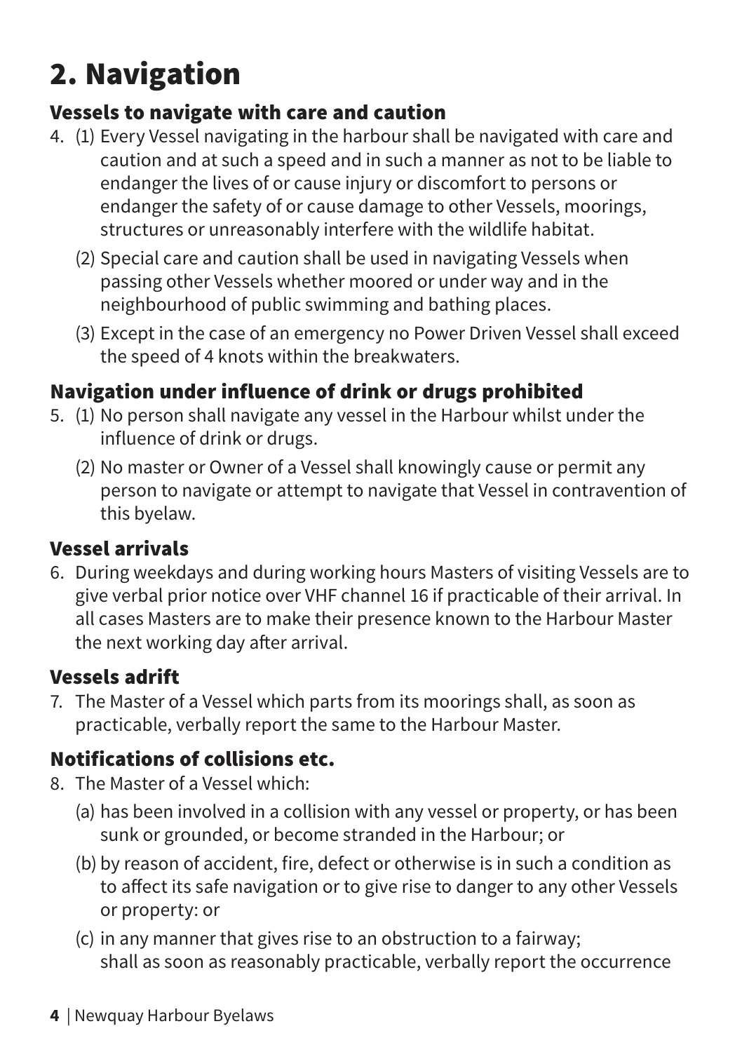# 2. Navigation

### Vessels to navigate with care and caution

4. (1) Every Vessel navigating in the harbour shall be navigated with care and caution and at such a speed and in such a manner as not to be liable to endanger the lives of or cause injury or discomfort to persons or endanger the safety of or cause damage to other Vessels, moorings, structures or unreasonably interfere with the wildlife habitat.

   (2) Special care and caution shall be used in navigating Vessels when passing other Vessels whether moored or under way and in the neighbourhood of public swimming and bathing places.

   (3) Except in the case of an emergency no Power Driven Vessel shall exceed the speed of 4 knots within the breakwaters.

### Navigation under influence of drink or drugs prohibited

5. (1) No person shall navigate any vessel in the Harbour whilst under the influence of drink or drugs.

   (2) No master or Owner of a Vessel shall knowingly cause or permit any person to navigate or attempt to navigate that Vessel in contravention of this byelaw.

### Vessel arrivals

6. During weekdays and during working hours Masters of visiting Vessels are to give verbal prior notice over VHF channel 16 if practicable of their arrival. In all cases Masters are to make their presence known to the Harbour Master the next working day after arrival.

### Vessels adrift

7. The Master of a Vessel which parts from its moorings shall, as soon as practicable, verbally report the same to the Harbour Master.

### Notifications of collisions etc.

8. The Master of a Vessel which:

   (a) has been involved in a collision with any vessel or property, or has been sunk or grounded, or become stranded in the Harbour; or

   (b) by reason of accident, fire, defect or otherwise is in such a condition as to affect its safe navigation or to give rise to danger to any other Vessels or property: or

   (c) in any manner that gives rise to an obstruction to a fairway;
   shall as soon as reasonably practicable, verbally report the occurrence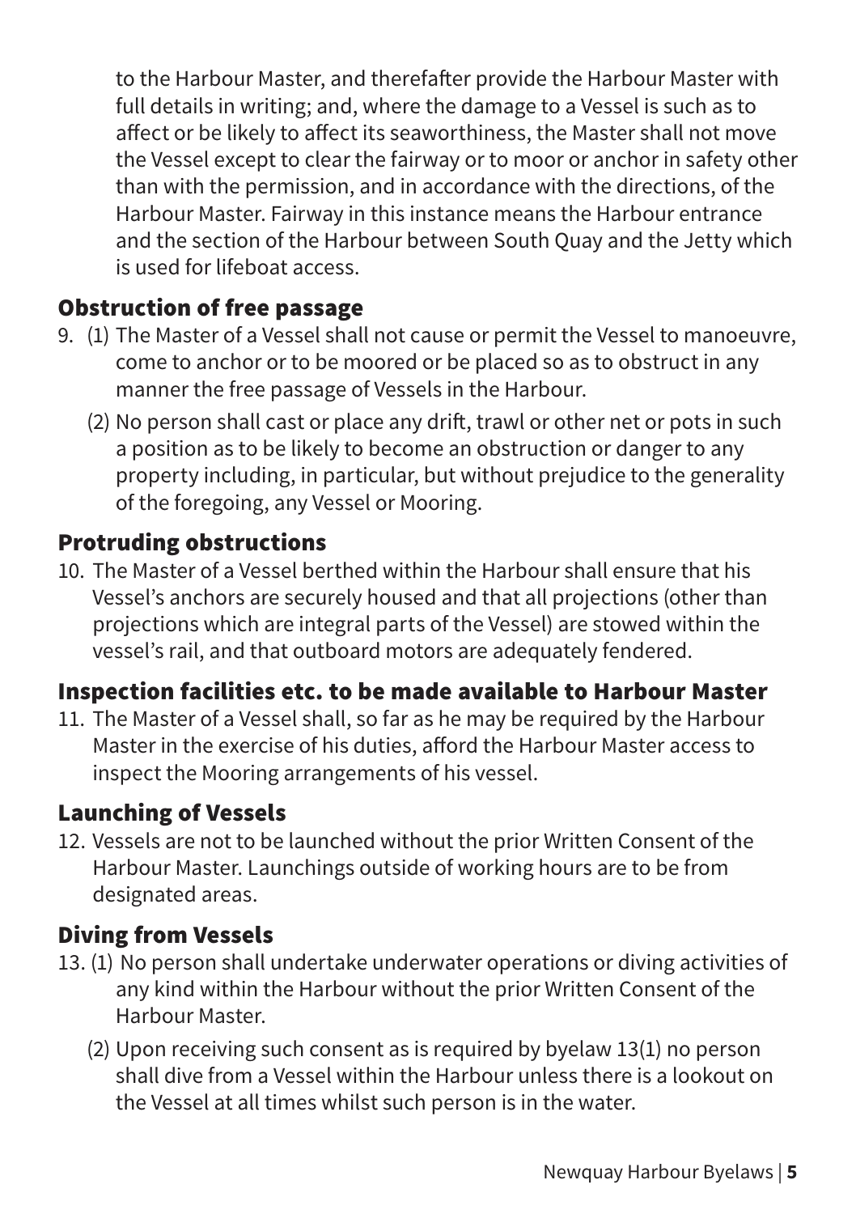to the Harbour Master, and therefafter provide the Harbour Master with full details in writing; and, where the damage to a Vessel is such as to affect or be likely to affect its seaworthiness, the Master shall not move the Vessel except to clear the fairway or to moor or anchor in safety other than with the permission, and in accordance with the directions, of the Harbour Master. Fairway in this instance means the Harbour entrance and the section of the Harbour between South Quay and the Jetty which is used for lifeboat access.

## Obstruction of free passage

9. (1) The Master of a Vessel shall not cause or permit the Vessel to manoeuvre, come to anchor or to be moored or be placed so as to obstruct in any manner the free passage of Vessels in the Harbour.

   (2) No person shall cast or place any drift, trawl or other net or pots in such a position as to be likely to become an obstruction or danger to any property including, in particular, but without prejudice to the generality of the foregoing, any Vessel or Mooring.

## Protruding obstructions

10. The Master of a Vessel berthed within the Harbour shall ensure that his Vessel's anchors are securely housed and that all projections (other than projections which are integral parts of the Vessel) are stowed within the vessel's rail, and that outboard motors are adequately fendered.

## Inspection facilities etc. to be made available to Harbour Master

11. The Master of a Vessel shall, so far as he may be required by the Harbour Master in the exercise of his duties, afford the Harbour Master access to inspect the Mooring arrangements of his vessel.

## Launching of Vessels

12. Vessels are not to be launched without the prior Written Consent of the Harbour Master. Launchings outside of working hours are to be from designated areas.

## Diving from Vessels

13. (1) No person shall undertake underwater operations or diving activities of any kind within the Harbour without the prior Written Consent of the Harbour Master.

   (2) Upon receiving such consent as is required by byelaw 13(1) no person shall dive from a Vessel within the Harbour unless there is a lookout on the Vessel at all times whilst such person is in the water.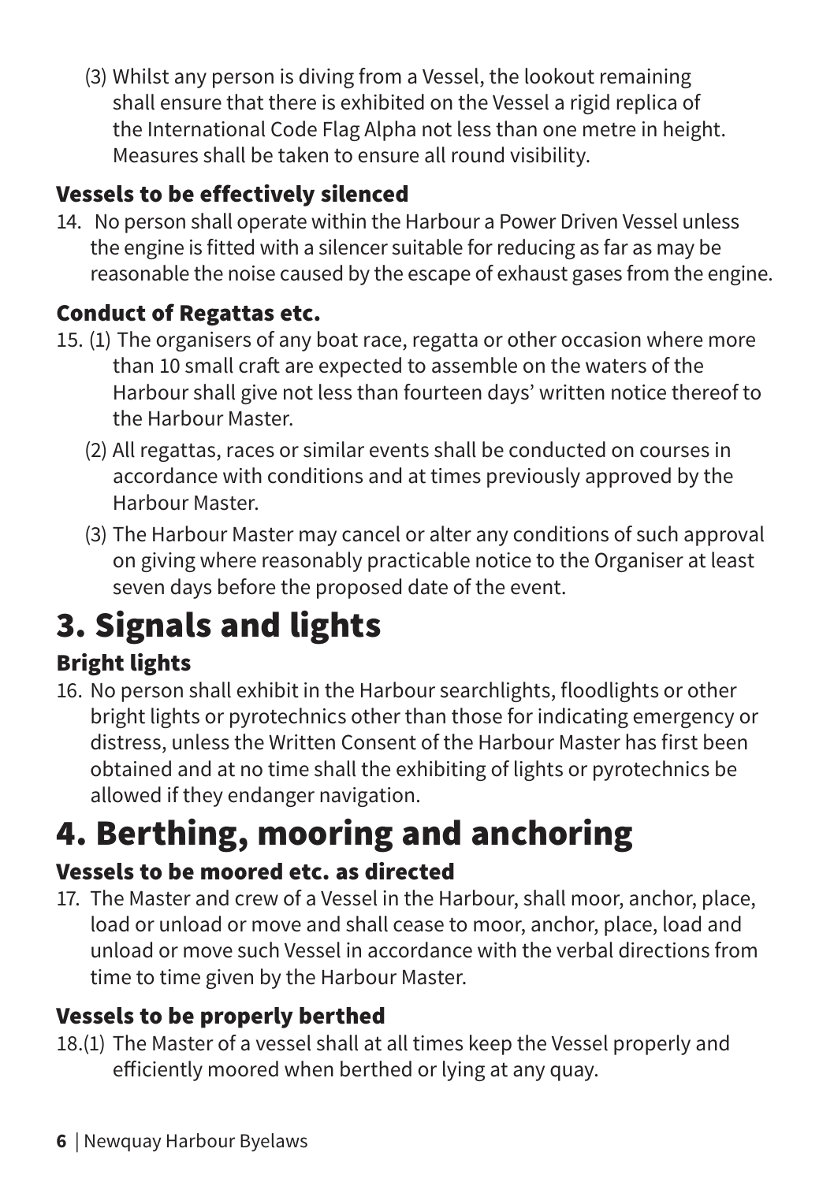(3) Whilst any person is diving from a Vessel, the lookout remaining shall ensure that there is exhibited on the Vessel a rigid replica of the International Code Flag Alpha not less than one metre in height. Measures shall be taken to ensure all round visibility.

### Vessels to be effectively silenced

14. No person shall operate within the Harbour a Power Driven Vessel unless the engine is fitted with a silencer suitable for reducing as far as may be reasonable the noise caused by the escape of exhaust gases from the engine.

### Conduct of Regattas etc.

15. (1) The organisers of any boat race, regatta or other occasion where more than 10 small craft are expected to assemble on the waters of the Harbour shall give not less than fourteen days' written notice thereof to the Harbour Master.

(2) All regattas, races or similar events shall be conducted on courses in accordance with conditions and at times previously approved by the Harbour Master.

(3) The Harbour Master may cancel or alter any conditions of such approval on giving where reasonably practicable notice to the Organiser at least seven days before the proposed date of the event.

# 3. Signals and lights

### Bright lights

16. No person shall exhibit in the Harbour searchlights, floodlights or other bright lights or pyrotechnics other than those for indicating emergency or distress, unless the Written Consent of the Harbour Master has first been obtained and at no time shall the exhibiting of lights or pyrotechnics be allowed if they endanger navigation.

# 4. Berthing, mooring and anchoring

### Vessels to be moored etc. as directed

17. The Master and crew of a Vessel in the Harbour, shall moor, anchor, place, load or unload or move and shall cease to moor, anchor, place, load and unload or move such Vessel in accordance with the verbal directions from time to time given by the Harbour Master.

### Vessels to be properly berthed

18.(1) The Master of a vessel shall at all times keep the Vessel properly and efficiently moored when berthed or lying at any quay.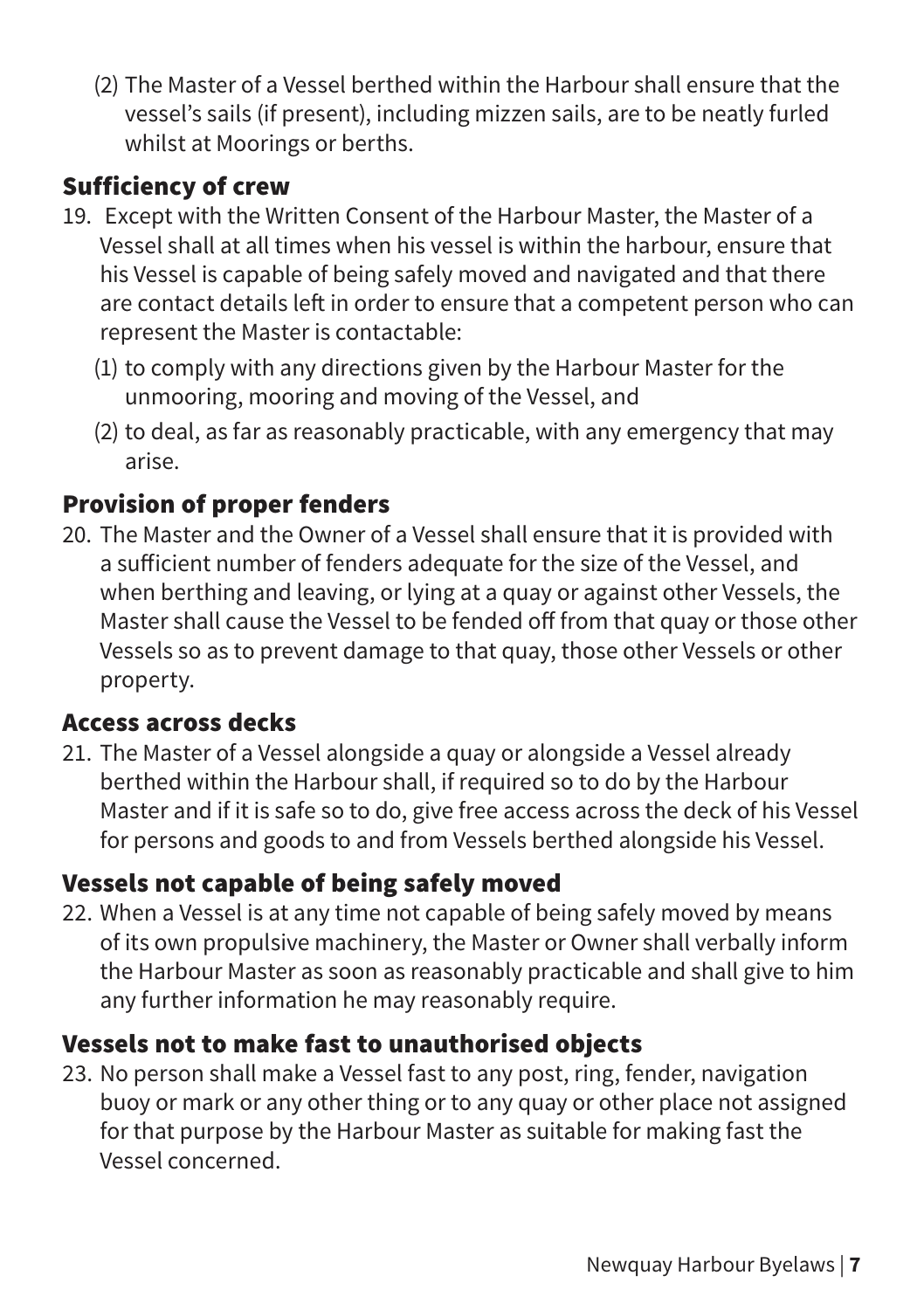(2) The Master of a Vessel berthed within the Harbour shall ensure that the vessel's sails (if present), including mizzen sails, are to be neatly furled whilst at Moorings or berths.

## Sufficiency of crew

19. Except with the Written Consent of the Harbour Master, the Master of a Vessel shall at all times when his vessel is within the harbour, ensure that his Vessel is capable of being safely moved and navigated and that there are contact details left in order to ensure that a competent person who can represent the Master is contactable:

    (1) to comply with any directions given by the Harbour Master for the unmooring, mooring and moving of the Vessel, and

    (2) to deal, as far as reasonably practicable, with any emergency that may arise.

## Provision of proper fenders

20. The Master and the Owner of a Vessel shall ensure that it is provided with a sufficient number of fenders adequate for the size of the Vessel, and when berthing and leaving, or lying at a quay or against other Vessels, the Master shall cause the Vessel to be fended off from that quay or those other Vessels so as to prevent damage to that quay, those other Vessels or other property.

## Access across decks

21. The Master of a Vessel alongside a quay or alongside a Vessel already berthed within the Harbour shall, if required so to do by the Harbour Master and if it is safe so to do, give free access across the deck of his Vessel for persons and goods to and from Vessels berthed alongside his Vessel.

## Vessels not capable of being safely moved

22. When a Vessel is at any time not capable of being safely moved by means of its own propulsive machinery, the Master or Owner shall verbally inform the Harbour Master as soon as reasonably practicable and shall give to him any further information he may reasonably require.

## Vessels not to make fast to unauthorised objects

23. No person shall make a Vessel fast to any post, ring, fender, navigation buoy or mark or any other thing or to any quay or other place not assigned for that purpose by the Harbour Master as suitable for making fast the Vessel concerned.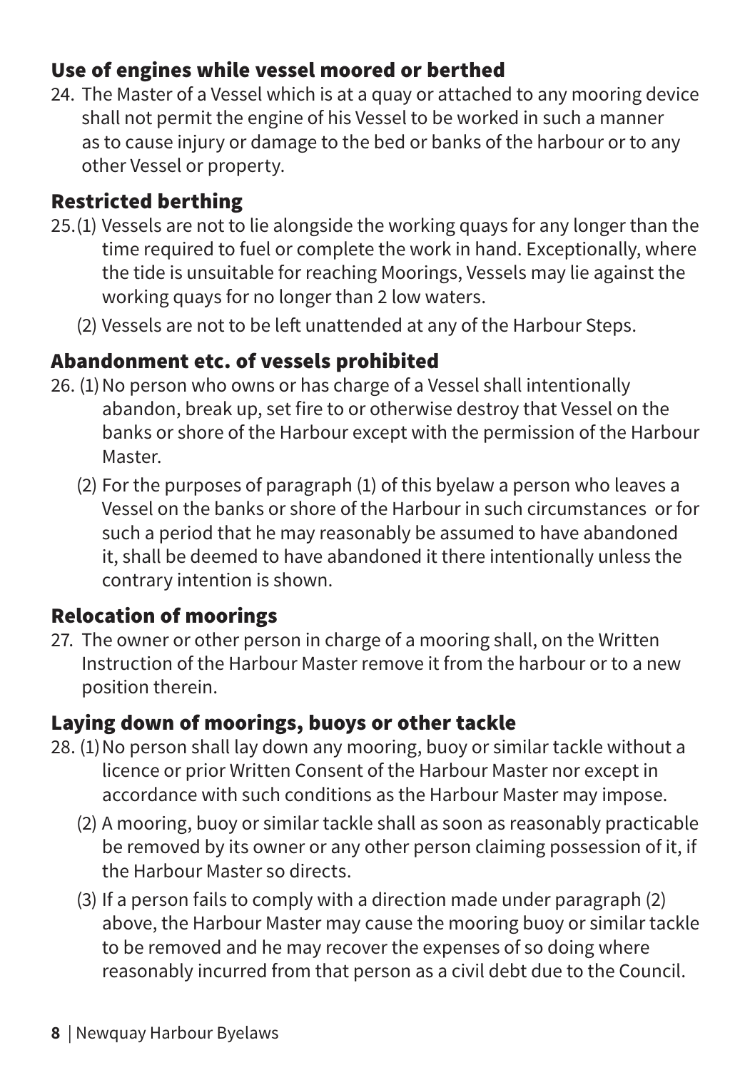## Use of engines while vessel moored or berthed

24. The Master of a Vessel which is at a quay or attached to any mooring device shall not permit the engine of his Vessel to be worked in such a manner as to cause injury or damage to the bed or banks of the harbour or to any other Vessel or property.

## Restricted berthing

25. (1) Vessels are not to lie alongside the working quays for any longer than the time required to fuel or complete the work in hand. Exceptionally, where the tide is unsuitable for reaching Moorings, Vessels may lie against the working quays for no longer than 2 low waters.

    (2) Vessels are not to be left unattended at any of the Harbour Steps.

## Abandonment etc. of vessels prohibited

26. (1) No person who owns or has charge of a Vessel shall intentionally abandon, break up, set fire to or otherwise destroy that Vessel on the banks or shore of the Harbour except with the permission of the Harbour Master.

    (2) For the purposes of paragraph (1) of this byelaw a person who leaves a Vessel on the banks or shore of the Harbour in such circumstances or for such a period that he may reasonably be assumed to have abandoned it, shall be deemed to have abandoned it there intentionally unless the contrary intention is shown.

## Relocation of moorings

27. The owner or other person in charge of a mooring shall, on the Written Instruction of the Harbour Master remove it from the harbour or to a new position therein.

## Laying down of moorings, buoys or other tackle

28. (1) No person shall lay down any mooring, buoy or similar tackle without a licence or prior Written Consent of the Harbour Master nor except in accordance with such conditions as the Harbour Master may impose.

    (2) A mooring, buoy or similar tackle shall as soon as reasonably practicable be removed by its owner or any other person claiming possession of it, if the Harbour Master so directs.

    (3) If a person fails to comply with a direction made under paragraph (2) above, the Harbour Master may cause the mooring buoy or similar tackle to be removed and he may recover the expenses of so doing where reasonably incurred from that person as a civil debt due to the Council.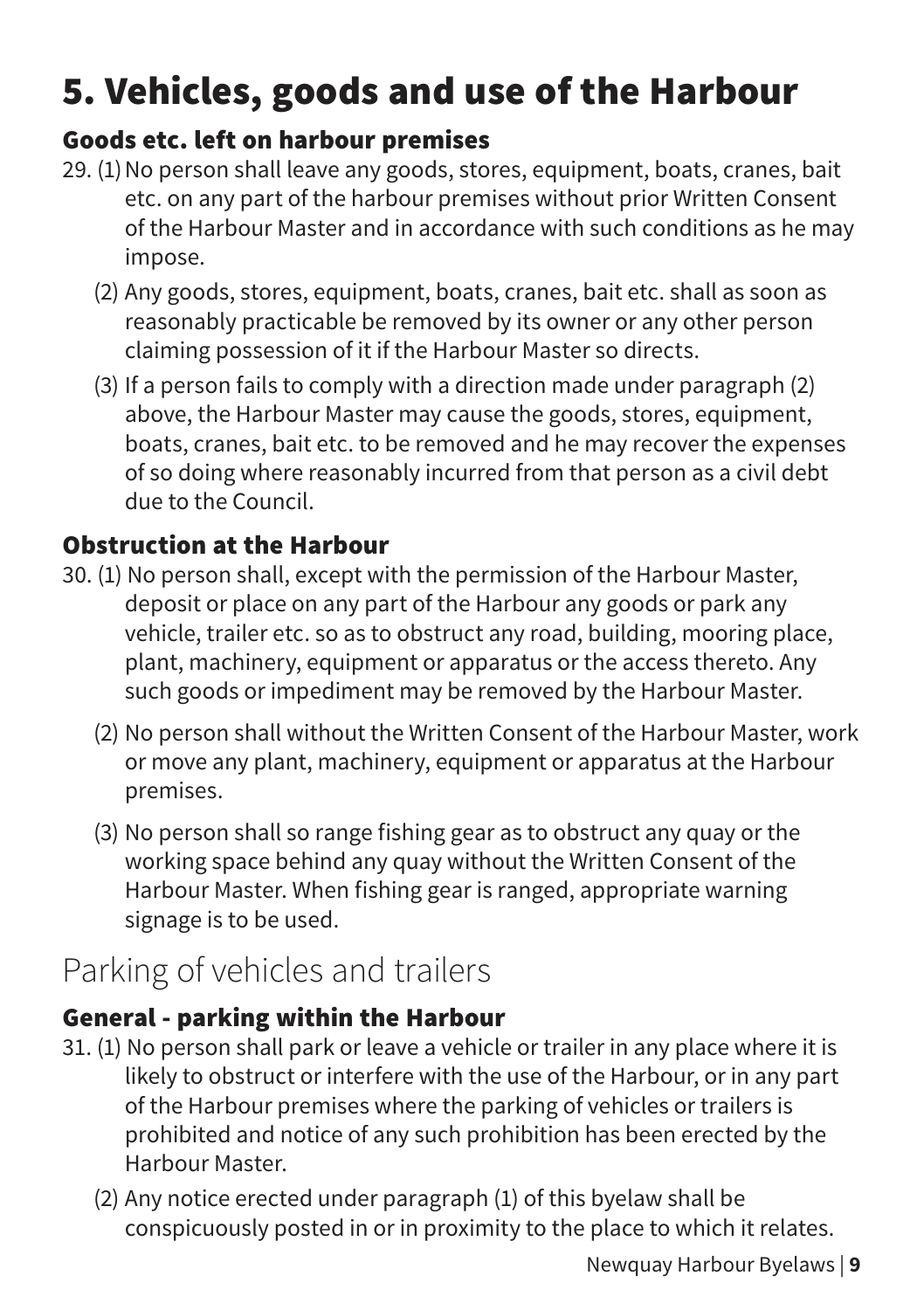# 5. Vehicles, goods and use of the Harbour

### Goods etc. left on harbour premises

29. (1) No person shall leave any goods, stores, equipment, boats, cranes, bait etc. on any part of the harbour premises without prior Written Consent of the Harbour Master and in accordance with such conditions as he may impose.

    (2) Any goods, stores, equipment, boats, cranes, bait etc. shall as soon as reasonably practicable be removed by its owner or any other person claiming possession of it if the Harbour Master so directs.

    (3) If a person fails to comply with a direction made under paragraph (2) above, the Harbour Master may cause the goods, stores, equipment, boats, cranes, bait etc. to be removed and he may recover the expenses of so doing where reasonably incurred from that person as a civil debt due to the Council.

### Obstruction at the Harbour

30. (1) No person shall, except with the permission of the Harbour Master, deposit or place on any part of the Harbour any goods or park any vehicle, trailer etc. so as to obstruct any road, building, mooring place, plant, machinery, equipment or apparatus or the access thereto. Any such goods or impediment may be removed by the Harbour Master.

    (2) No person shall without the Written Consent of the Harbour Master, work or move any plant, machinery, equipment or apparatus at the Harbour premises.

    (3) No person shall so range fishing gear as to obstruct any quay or the working space behind any quay without the Written Consent of the Harbour Master. When fishing gear is ranged, appropriate warning signage is to be used.

## Parking of vehicles and trailers

### General - parking within the Harbour

31. (1) No person shall park or leave a vehicle or trailer in any place where it is likely to obstruct or interfere with the use of the Harbour, or in any part of the Harbour premises where the parking of vehicles or trailers is prohibited and notice of any such prohibition has been erected by the Harbour Master.

    (2) Any notice erected under paragraph (1) of this byelaw shall be conspicuously posted in or in proximity to the place to which it relates.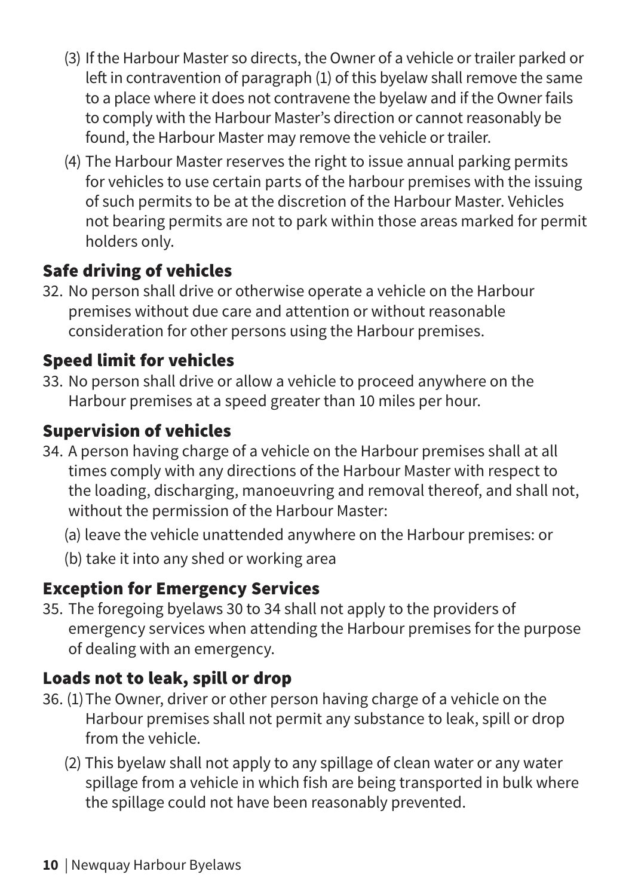(3) If the Harbour Master so directs, the Owner of a vehicle or trailer parked or left in contravention of paragraph (1) of this byelaw shall remove the same to a place where it does not contravene the byelaw and if the Owner fails to comply with the Harbour Master's direction or cannot reasonably be found, the Harbour Master may remove the vehicle or trailer.

(4) The Harbour Master reserves the right to issue annual parking permits for vehicles to use certain parts of the harbour premises with the issuing of such permits to be at the discretion of the Harbour Master. Vehicles not bearing permits are not to park within those areas marked for permit holders only.

## Safe driving of vehicles

32. No person shall drive or otherwise operate a vehicle on the Harbour premises without due care and attention or without reasonable consideration for other persons using the Harbour premises.

## Speed limit for vehicles

33. No person shall drive or allow a vehicle to proceed anywhere on the Harbour premises at a speed greater than 10 miles per hour.

## Supervision of vehicles

34. A person having charge of a vehicle on the Harbour premises shall at all times comply with any directions of the Harbour Master with respect to the loading, discharging, manoeuvring and removal thereof, and shall not, without the permission of the Harbour Master:

    (a) leave the vehicle unattended anywhere on the Harbour premises: or

    (b) take it into any shed or working area

## Exception for Emergency Services

35. The foregoing byelaws 30 to 34 shall not apply to the providers of emergency services when attending the Harbour premises for the purpose of dealing with an emergency.

## Loads not to leak, spill or drop

36. (1) The Owner, driver or other person having charge of a vehicle on the Harbour premises shall not permit any substance to leak, spill or drop from the vehicle.

    (2) This byelaw shall not apply to any spillage of clean water or any water spillage from a vehicle in which fish are being transported in bulk where the spillage could not have been reasonably prevented.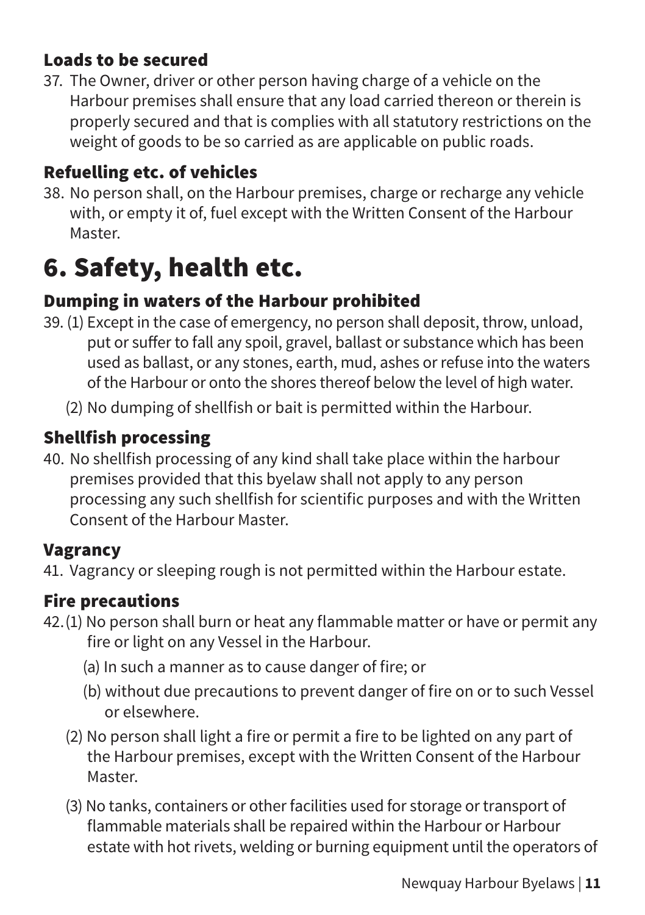### Loads to be secured

37. The Owner, driver or other person having charge of a vehicle on the Harbour premises shall ensure that any load carried thereon or therein is properly secured and that is complies with all statutory restrictions on the weight of goods to be so carried as are applicable on public roads.

### Refuelling etc. of vehicles

38. No person shall, on the Harbour premises, charge or recharge any vehicle with, or empty it of, fuel except with the Written Consent of the Harbour Master.

## 6. Safety, health etc.

### Dumping in waters of the Harbour prohibited

39. (1) Except in the case of emergency, no person shall deposit, throw, unload, put or suffer to fall any spoil, gravel, ballast or substance which has been used as ballast, or any stones, earth, mud, ashes or refuse into the waters of the Harbour or onto the shores thereof below the level of high water.

    (2) No dumping of shellfish or bait is permitted within the Harbour.

### Shellfish processing

40. No shellfish processing of any kind shall take place within the harbour premises provided that this byelaw shall not apply to any person processing any such shellfish for scientific purposes and with the Written Consent of the Harbour Master.

### Vagrancy

41. Vagrancy or sleeping rough is not permitted within the Harbour estate.

### Fire precautions

42. (1) No person shall burn or heat any flammable matter or have or permit any fire or light on any Vessel in the Harbour.

    (a) In such a manner as to cause danger of fire; or

    (b) without due precautions to prevent danger of fire on or to such Vessel or elsewhere.

    (2) No person shall light a fire or permit a fire to be lighted on any part of the Harbour premises, except with the Written Consent of the Harbour Master.

    (3) No tanks, containers or other facilities used for storage or transport of flammable materials shall be repaired within the Harbour or Harbour estate with hot rivets, welding or burning equipment until the operators of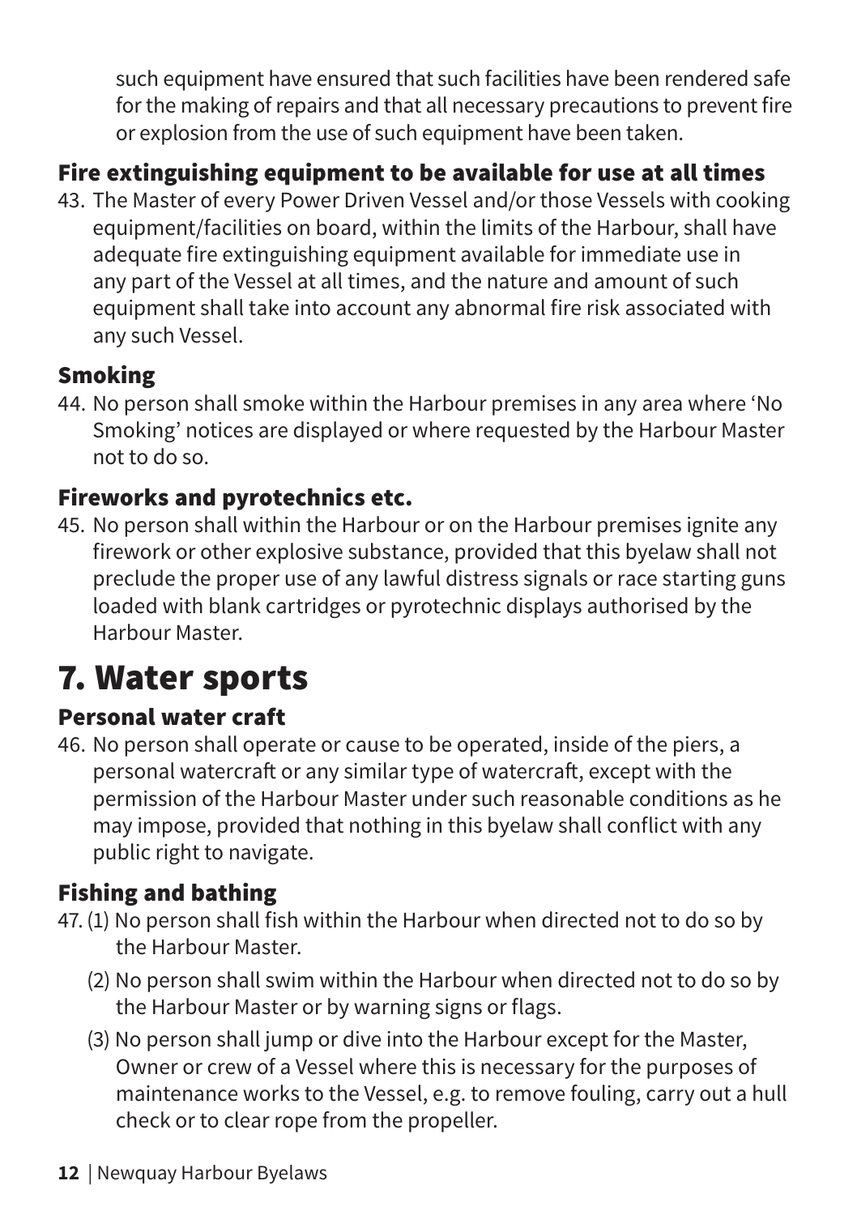such equipment have ensured that such facilities have been rendered safe for the making of repairs and that all necessary precautions to prevent fire or explosion from the use of such equipment have been taken.

### Fire extinguishing equipment to be available for use at all times

43. The Master of every Power Driven Vessel and/or those Vessels with cooking equipment/facilities on board, within the limits of the Harbour, shall have adequate fire extinguishing equipment available for immediate use in any part of the Vessel at all times, and the nature and amount of such equipment shall take into account any abnormal fire risk associated with any such Vessel.

### Smoking

44. No person shall smoke within the Harbour premises in any area where 'No Smoking' notices are displayed or where requested by the Harbour Master not to do so.

### Fireworks and pyrotechnics etc.

45. No person shall within the Harbour or on the Harbour premises ignite any firework or other explosive substance, provided that this byelaw shall not preclude the proper use of any lawful distress signals or race starting guns loaded with blank cartridges or pyrotechnic displays authorised by the Harbour Master.

## 7. Water sports

### Personal water craft

46. No person shall operate or cause to be operated, inside of the piers, a personal watercraft or any similar type of watercraft, except with the permission of the Harbour Master under such reasonable conditions as he may impose, provided that nothing in this byelaw shall conflict with any public right to navigate.

### Fishing and bathing

47. (1) No person shall fish within the Harbour when directed not to do so by the Harbour Master.

    (2) No person shall swim within the Harbour when directed not to do so by the Harbour Master or by warning signs or flags.

    (3) No person shall jump or dive into the Harbour except for the Master, Owner or crew of a Vessel where this is necessary for the purposes of maintenance works to the Vessel, e.g. to remove fouling, carry out a hull check or to clear rope from the propeller.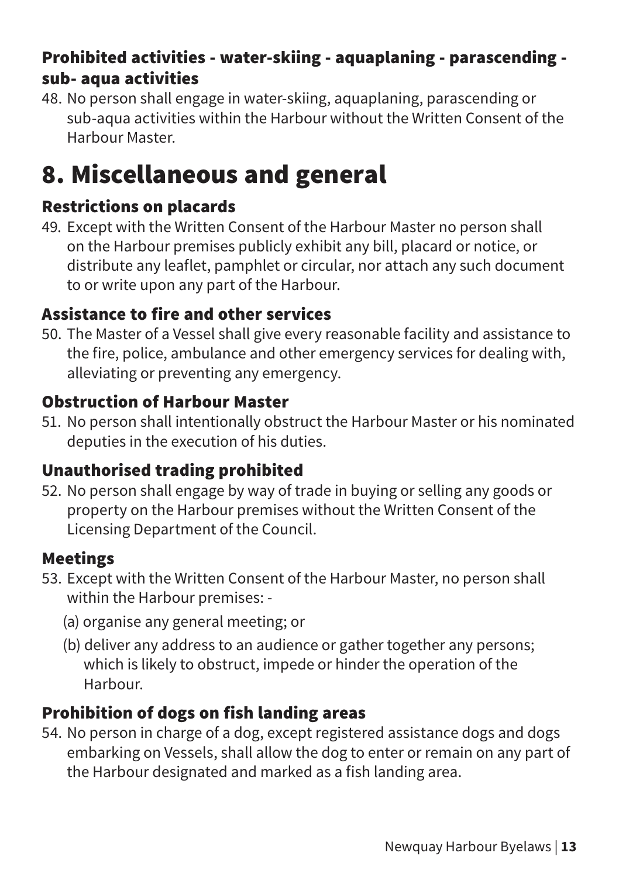### Prohibited activities - water-skiing - aquaplaning - parascending - sub- aqua activities

48. No person shall engage in water-skiing, aquaplaning, parascending or sub-aqua activities within the Harbour without the Written Consent of the Harbour Master.

# 8. Miscellaneous and general

### Restrictions on placards

49. Except with the Written Consent of the Harbour Master no person shall on the Harbour premises publicly exhibit any bill, placard or notice, or distribute any leaflet, pamphlet or circular, nor attach any such document to or write upon any part of the Harbour.

### Assistance to fire and other services

50. The Master of a Vessel shall give every reasonable facility and assistance to the fire, police, ambulance and other emergency services for dealing with, alleviating or preventing any emergency.

### Obstruction of Harbour Master

51. No person shall intentionally obstruct the Harbour Master or his nominated deputies in the execution of his duties.

### Unauthorised trading prohibited

52. No person shall engage by way of trade in buying or selling any goods or property on the Harbour premises without the Written Consent of the Licensing Department of the Council.

### Meetings

53. Except with the Written Consent of the Harbour Master, no person shall within the Harbour premises: -

    (a) organise any general meeting; or

    (b) deliver any address to an audience or gather together any persons; which is likely to obstruct, impede or hinder the operation of the Harbour.

### Prohibition of dogs on fish landing areas

54. No person in charge of a dog, except registered assistance dogs and dogs embarking on Vessels, shall allow the dog to enter or remain on any part of the Harbour designated and marked as a fish landing area.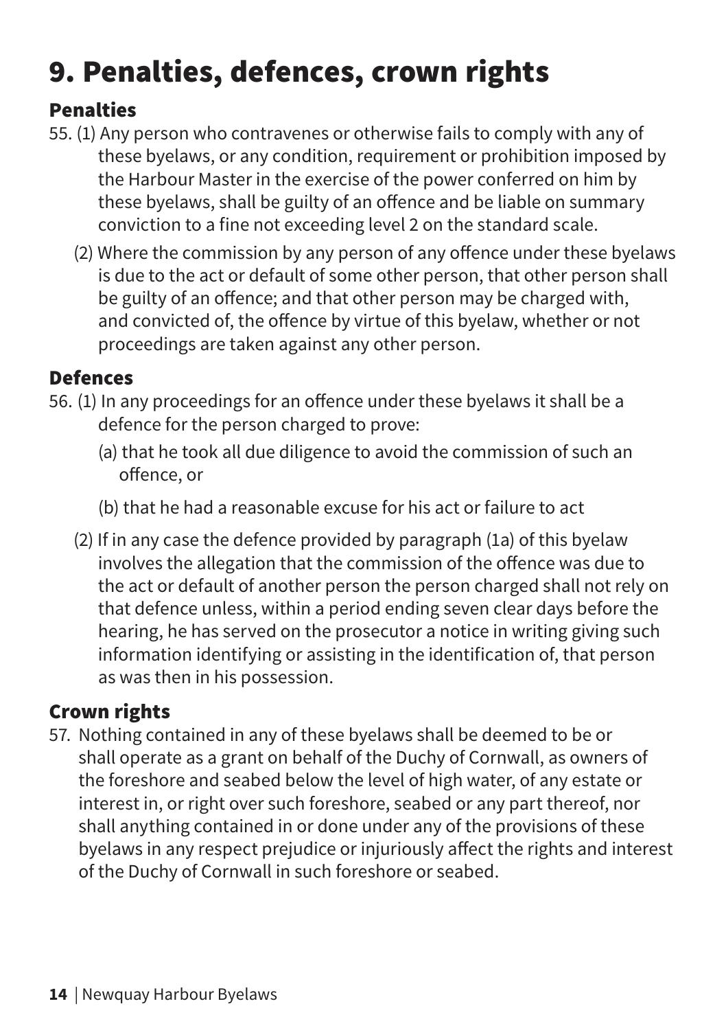# 9. Penalties, defences, crown rights

## Penalties

55. (1) Any person who contravenes or otherwise fails to comply with any of these byelaws, or any condition, requirement or prohibition imposed by the Harbour Master in the exercise of the power conferred on him by these byelaws, shall be guilty of an offence and be liable on summary conviction to a fine not exceeding level 2 on the standard scale.

    (2) Where the commission by any person of any offence under these byelaws is due to the act or default of some other person, that other person shall be guilty of an offence; and that other person may be charged with, and convicted of, the offence by virtue of this byelaw, whether or not proceedings are taken against any other person.

## Defences

56. (1) In any proceedings for an offence under these byelaws it shall be a defence for the person charged to prove:

    (a) that he took all due diligence to avoid the commission of such an offence, or

    (b) that he had a reasonable excuse for his act or failure to act

    (2) If in any case the defence provided by paragraph (1a) of this byelaw involves the allegation that the commission of the offence was due to the act or default of another person the person charged shall not rely on that defence unless, within a period ending seven clear days before the hearing, he has served on the prosecutor a notice in writing giving such information identifying or assisting in the identification of, that person as was then in his possession.

## Crown rights

57. Nothing contained in any of these byelaws shall be deemed to be or shall operate as a grant on behalf of the Duchy of Cornwall, as owners of the foreshore and seabed below the level of high water, of any estate or interest in, or right over such foreshore, seabed or any part thereof, nor shall anything contained in or done under any of the provisions of these byelaws in any respect prejudice or injuriously affect the rights and interest of the Duchy of Cornwall in such foreshore or seabed.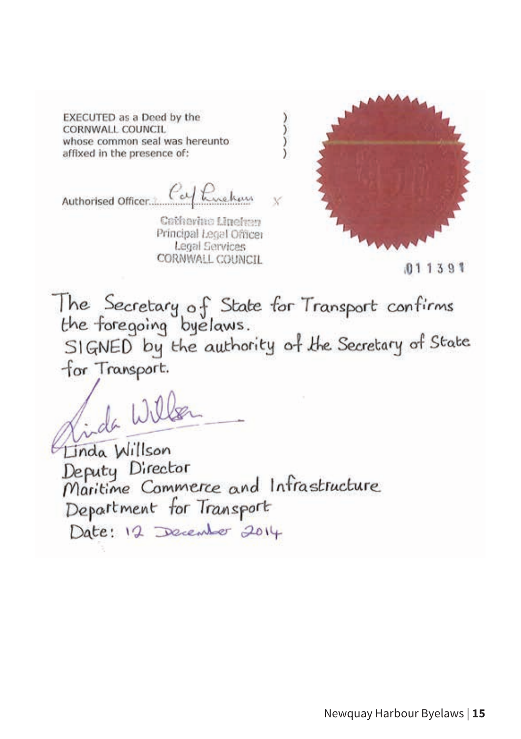EXECUTED as a Deed by the )
CORNWALL COUNCIL )
whose common seal was hereunto )
affixed in the presence of: )

Authorised Officer........................ x

Catherine Linehan
Principal Legal Officer
Legal Services
CORNWALL COUNCIL

011391

The Secretary of State for Transport confirms the foregoing byelaws.
SIGNED by the authority of the Secretary of State for Transport.

Linda Willson
Deputy Director
Maritime Commerce and Infrastructure
Department for Transport
Date: 12 December 2014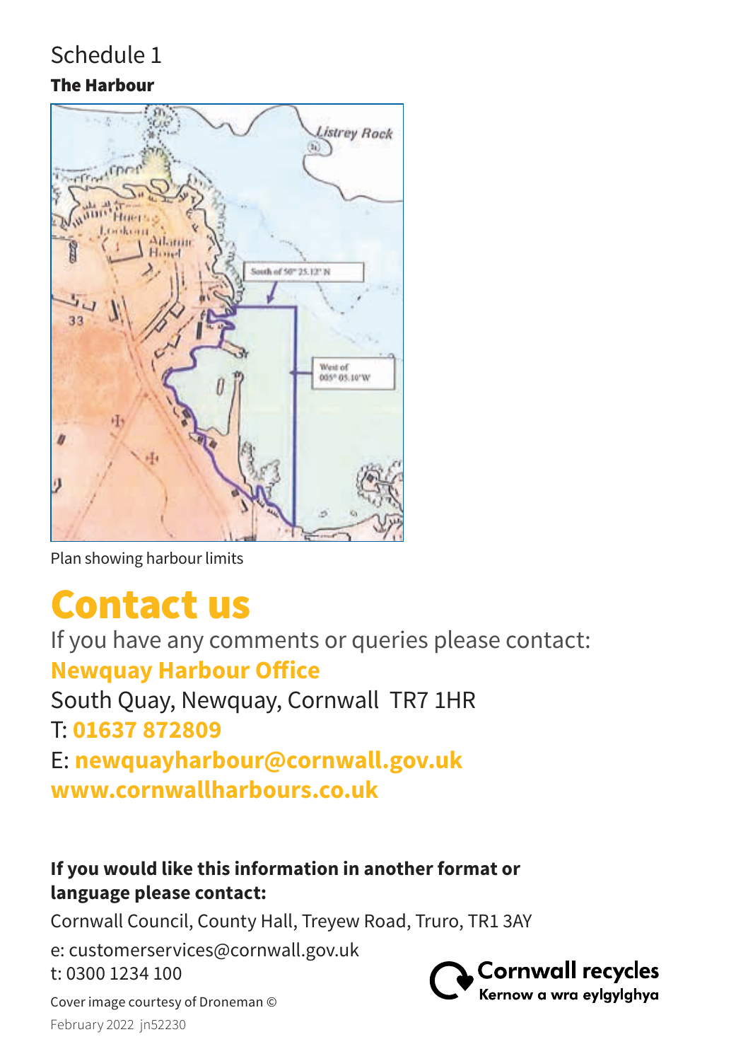# Schedule 1

**The Harbour**

Listrey Rock

South of 50° 25.12' N

West of 005° 05.10'W

Plan showing harbour limits

# Contact us

If you have any comments or queries please contact:

**Newquay Harbour Office**

South Quay, Newquay, Cornwall TR7 1HR

T: **01637 872809**

E: **newquayharbour@cornwall.gov.uk**

**www.cornwallharbours.co.uk**

**If you would like this information in another format or language please contact:**

Cornwall Council, County Hall, Treyew Road, Truro, TR1 3AY

e: customerservices@cornwall.gov.uk

t: 0300 1234 100

Cover image courtesy of Droneman ©

February 2022 jn52230

Cornwall recycles
Kernow a wra eylgylghya